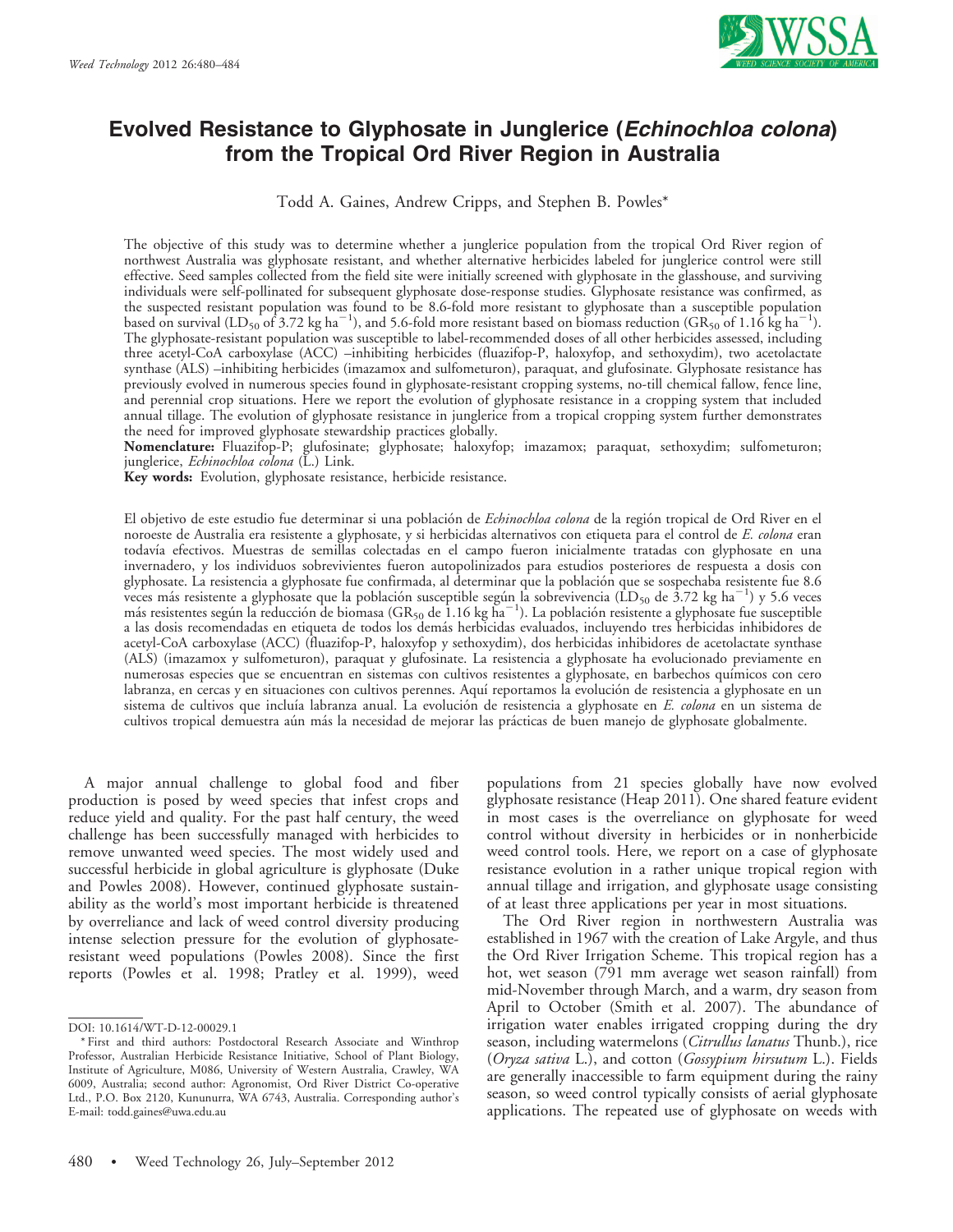# Evolved Resistance to Glyphosate in Junglerice (*Echinochloa colona*) from the Tropical Ord River Region in Australia

Todd A. Gaines, Andrew Cripps, and Stephen B. Powles*

The objective of this study was to determine whether a junglerice population from the tropical Ord River region of northwest Australia was glyphosate resistant, and whether alternative herbicides labeled for junglerice control were still effective. Seed samples collected from the field site were initially screened with glyphosate in the glasshouse, and surviving individuals were self-pollinated for subsequent glyphosate dose-response studies. Glyphosate resistance was confirmed, as the suspected resistant population was found to be 8.6-fold more resistant to glyphosate than a susceptible population based on survival ($LD_{50}$ of 3.72 kg ha$^{-1}$), and 5.6-fold more resistant based on biomass reduction ($GR_{50}$ of 1.16 kg ha$^{-1}$). The glyphosate-resistant population was susceptible to label-recommended doses of all other herbicides assessed, including three acetyl-CoA carboxylase (ACC) –inhibiting herbicides (fluazifop-P, haloxyfop, and sethoxydim), two acetolactate synthase (ALS) –inhibiting herbicides (imazamox and sulfometuron), paraquat, and glufosinate. Glyphosate resistance has previously evolved in numerous species found in glyphosate-resistant cropping systems, no-till chemical fallow, fence line, and perennial crop situations. Here we report the evolution of glyphosate resistance in a cropping system that included annual tillage. The evolution of glyphosate resistance in junglerice from a tropical cropping system further demonstrates the need for improved glyphosate stewardship practices globally.

**Nomenclature:** Fluazifop-P; glufosinate; glyphosate; haloxyfop; imazamox; paraquat, sethoxydim; sulfometuron; junglerice, *Echinochloa colona* (L.) Link.

**Key words:** Evolution, glyphosate resistance, herbicide resistance.

El objetivo de este estudio fue determinar si una población de *Echinochloa colona* de la región tropical de Ord River en el noroeste de Australia era resistente a glyphosate, y si herbicidas alternativos con etiqueta para el control de *E. colona* eran todavía efectivos. Muestras de semillas colectadas en el campo fueron inicialmente tratadas con glyphosate en una invernadero, y los individuos sobrevivientes fueron autopolinizados para estudios posteriores de respuesta a dosis con glyphosate. La resistencia a glyphosate fue confirmada, al determinar que la población que se sospechaba resistente fue 8.6 veces más resistente a glyphosate que la población susceptible según la sobrevivencia ($LD_{50}$ de 3.72 kg ha$^{-1}$) y 5.6 veces más resistentes según la reducción de biomasa ($GR_{50}$ de 1.16 kg ha$^{-1}$). La población resistente a glyphosate fue susceptible a las dosis recomendadas en etiqueta de todos los demás herbicidas evaluados, incluyendo tres herbicidas inhibidores de acetyl-CoA carboxylase (ACC) (fluazifop-P, haloxyfop y sethoxydim), dos herbicidas inhibidores de acetolactate synthase (ALS) (imazamox y sulfometuron), paraquat y glufosinate. La resistencia a glyphosate ha evolucionado previamente en numerosas especies que se encuentran en sistemas con cultivos resistentes a glyphosate, en barbechos químicos con cero labranza, en cercas y en situaciones con cultivos perennes. Aquí reportamos la evolución de resistencia a glyphosate en un sistema de cultivos que incluía labranza anual. La evolución de resistencia a glyphosate en *E. colona* en un sistema de cultivos tropical demuestra aún más la necesidad de mejorar las prácticas de buen manejo de glyphosate globalmente.

A major annual challenge to global food and fiber production is posed by weed species that infest crops and reduce yield and quality. For the past half century, the weed challenge has been successfully managed with herbicides to remove unwanted weed species. The most widely used and successful herbicide in global agriculture is glyphosate (Duke and Powles 2008). However, continued glyphosate sustainability as the world's most important herbicide is threatened by overreliance and lack of weed control diversity producing intense selection pressure for the evolution of glyphosate-resistant weed populations (Powles 2008). Since the first reports (Powles et al. 1998; Pratley et al. 1999), weed populations from 21 species globally have now evolved glyphosate resistance (Heap 2011). One shared feature evident in most cases is the overreliance on glyphosate for weed control without diversity in herbicides or in nonherbicide weed control tools. Here, we report on a case of glyphosate resistance evolution in a rather unique tropical region with annual tillage and irrigation, and glyphosate usage consisting of at least three applications per year in most situations.

The Ord River region in northwestern Australia was established in 1967 with the creation of Lake Argyle, and thus the Ord River Irrigation Scheme. This tropical region has a hot, wet season (791 mm average wet season rainfall) from mid-November through March, and a warm, dry season from April to October (Smith et al. 2007). The abundance of irrigation water enables irrigated cropping during the dry season, including watermelons (*Citrullus lanatus* Thunb.), rice (*Oryza sativa* L.), and cotton (*Gossypium hirsutum* L.). Fields are generally inaccessible to farm equipment during the rainy season, so weed control typically consists of aerial glyphosate applications. The repeated use of glyphosate on weeds with

DOI: 10.1614/WT-D-12-00029.1

* First and third authors: Postdoctoral Research Associate and Winthrop Professor, Australian Herbicide Resistance Initiative, School of Plant Biology, Institute of Agriculture, M086, University of Western Australia, Crawley, WA 6009, Australia; second author: Agronomist, Ord River District Co-operative Ltd., P.O. Box 2120, Kununurra, WA 6743, Australia. Corresponding author's E-mail: todd.gaines@uwa.edu.au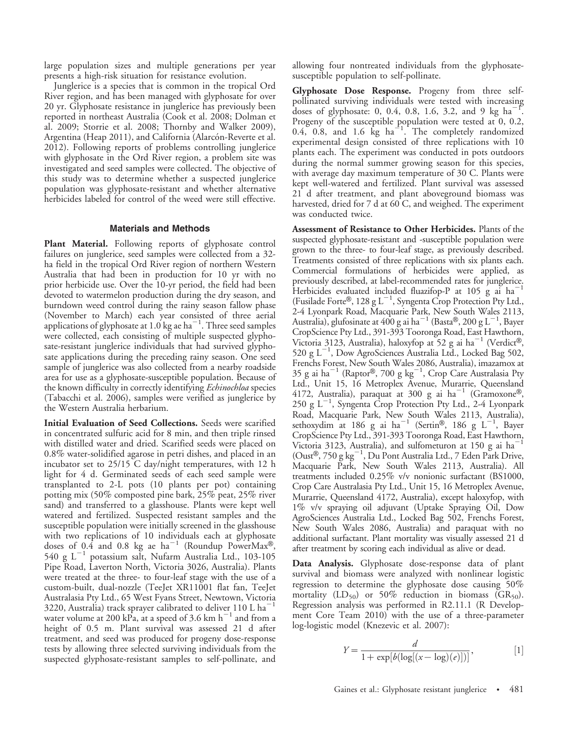large population sizes and multiple generations per year presents a high-risk situation for resistance evolution.

Junglerice is a species that is common in the tropical Ord River region, and has been managed with glyphosate for over 20 yr. Glyphosate resistance in junglerice has previously been reported in northeast Australia (Cook et al. 2008; Dolman et al. 2009; Storrie et al. 2008; Thornby and Walker 2009), Argentina (Heap 2011), and California (Alarcón-Reverte et al. 2012). Following reports of problems controlling junglerice with glyphosate in the Ord River region, a problem site was investigated and seed samples were collected. The objective of this study was to determine whether a suspected junglerice population was glyphosate-resistant and whether alternative herbicides labeled for control of the weed were still effective.

## Materials and Methods

**Plant Material.** Following reports of glyphosate control failures on junglerice, seed samples were collected from a 32-ha field in the tropical Ord River region of northern Western Australia that had been in production for 10 yr with no prior herbicide use. Over the 10-yr period, the field had been devoted to watermelon production during the dry season, and burndown weed control during the rainy season fallow phase (November to March) each year consisted of three aerial applications of glyphosate at 1.0 kg ae ha$^{-1}$. Three seed samples were collected, each consisting of multiple suspected glyphosate-resistant junglerice individuals that had survived glyphosate applications during the preceding rainy season. One seed sample of junglerice was also collected from a nearby roadside area for use as a glyphosate-susceptible population. Because of the known difficulty in correctly identifying *Echinochloa* species (Tabacchi et al. 2006), samples were verified as junglerice by the Western Australia herbarium.

**Initial Evaluation of Seed Collections.** Seeds were scarified in concentrated sulfuric acid for 8 min, and then triple rinsed with distilled water and dried. Scarified seeds were placed on 0.8% water-solidified agarose in petri dishes, and placed in an incubator set to 25/15 C day/night temperatures, with 12 h light for 4 d. Germinated seeds of each seed sample were transplanted to 2-L pots (10 plants per pot) containing potting mix (50% composted pine bark, 25% peat, 25% river sand) and transferred to a glasshouse. Plants were kept well watered and fertilized. Suspected resistant samples and the susceptible population were initially screened in the glasshouse with two replications of 10 individuals each at glyphosate doses of 0.4 and 0.8 kg ae ha$^{-1}$ (Roundup PowerMax®, 540 g L$^{-1}$ potassium salt, Nufarm Australia Ltd., 103-105 Pipe Road, Laverton North, Victoria 3026, Australia). Plants were treated at the three- to four-leaf stage with the use of a custom-built, dual-nozzle (TeeJet XR11001 flat fan, TeeJet Australasia Pty Ltd., 65 West Fyans Street, Newtown, Victoria 3220, Australia) track sprayer calibrated to deliver 110 L ha$^{-1}$ water volume at 200 kPa, at a speed of 3.6 km h$^{-1}$ and from a height of 0.5 m. Plant survival was assessed 21 d after treatment, and seed was produced for progeny dose-response tests by allowing three selected surviving individuals from the suspected glyphosate-resistant samples to self-pollinate, and allowing four nontreated individuals from the glyphosate-susceptible population to self-pollinate.

**Glyphosate Dose Response.** Progeny from three self-pollinated surviving individuals were tested with increasing doses of glyphosate: 0, 0.4, 0.8, 1.6, 3.2, and 9 kg ha$^{-1}$. Progeny of the susceptible population were tested at 0, 0.2, 0.4, 0.8, and 1.6 kg ha$^{-1}$. The completely randomized experimental design consisted of three replications with 10 plants each. The experiment was conducted in pots outdoors during the normal summer growing season for this species, with average day maximum temperature of 30 C. Plants were kept well-watered and fertilized. Plant survival was assessed 21 d after treatment, and plant aboveground biomass was harvested, dried for 7 d at 60 C, and weighed. The experiment was conducted twice.

**Assessment of Resistance to Other Herbicides.** Plants of the suspected glyphosate-resistant and -susceptible population were grown to the three- to four-leaf stage, as previously described. Treatments consisted of three replications with six plants each. Commercial formulations of herbicides were applied, as previously described, at label-recommended rates for junglerice. Herbicides evaluated included fluazifop-P at 105 g ai ha$^{-1}$ (Fusilade Forte®, 128 g L$^{-1}$, Syngenta Crop Protection Pty Ltd., 2-4 Lyonpark Road, Macquarie Park, New South Wales 2113, Australia), glufosinate at 400 g ai ha$^{-1}$ (Basta®, 200 g L$^{-1}$, Bayer CropScience Pty Ltd., 391-393 Tooronga Road, East Hawthorn, Victoria 3123, Australia), haloxyfop at 52 g ai ha$^{-1}$ (Verdict®, 520 g L$^{-1}$, Dow AgroSciences Australia Ltd., Locked Bag 502, Frenchs Forest, New South Wales 2086, Australia), imazamox at 35 g ai ha$^{-1}$ (Raptor®, 700 g kg$^{-1}$, Crop Care Australasia Pty Ltd., Unit 15, 16 Metroplex Avenue, Murarrie, Queensland 4172, Australia), paraquat at 300 g ai ha$^{-1}$ (Gramoxone®, 250 g L$^{-1}$, Syngenta Crop Protection Pty Ltd., 2-4 Lyonpark Road, Macquarie Park, New South Wales 2113, Australia), sethoxydim at 186 g ai ha$^{-1}$ (Sertin®, 186 g L$^{-1}$, Bayer CropScience Pty Ltd., 391-393 Tooronga Road, East Hawthorn, Victoria 3123, Australia), and sulfometuron at 150 g ai ha$^{-1}$ (Oust®, 750 g kg$^{-1}$, Du Pont Australia Ltd., 7 Eden Park Drive, Macquarie Park, New South Wales 2113, Australia). All treatments included 0.25% v/v nonionic surfactant (BS1000, Crop Care Australasia Pty Ltd., Unit 15, 16 Metroplex Avenue, Murarrie, Queensland 4172, Australia), except haloxyfop, with 1% v/v spraying oil adjuvant (Uptake Spraying Oil, Dow AgroSciences Australia Ltd., Locked Bag 502, Frenchs Forest, New South Wales 2086, Australia) and paraquat with no additional surfactant. Plant mortality was visually assessed 21 d after treatment by scoring each individual as alive or dead.

**Data Analysis.** Glyphosate dose-response data of plant survival and biomass were analyzed with nonlinear logistic regression to determine the glyphosate dose causing 50% mortality ($LD_{50}$) or 50% reduction in biomass ($GR_{50}$). Regression analysis was performed in R2.11.1 (R Development Core Team 2010) with the use of a three-parameter log-logistic model (Knezevic et al. 2007):

$$Y = \frac{d}{1 + \exp[b(\log[(x - \log)(e)])]}, \qquad [1]$$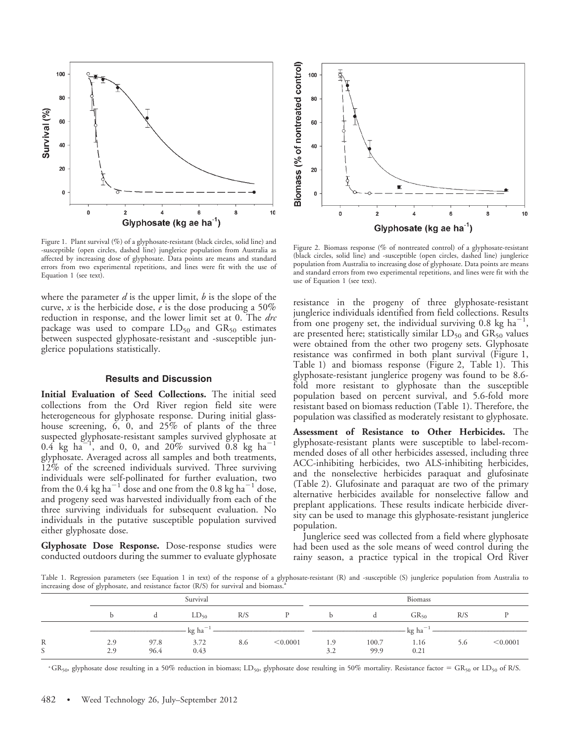Figure 1. Plant survival (%) of a glyphosate-resistant (black circles, solid line) and -susceptible (open circles, dashed line) junglerice population from Australia as affected by increasing dose of glyphosate. Data points are means and standard errors from two experimental repetitions, and lines were fit with the use of Equation 1 (see text).

Figure 2. Biomass response (% of nontreated control) of a glyphosate-resistant (black circles, solid line) and -susceptible (open circles, dashed line) junglerice population from Australia to increasing dose of glyphosate. Data points are means and standard errors from two experimental repetitions, and lines were fit with the use of Equation 1 (see text).

where the parameter $d$ is the upper limit, $b$ is the slope of the curve, $x$ is the herbicide dose, $e$ is the dose producing a 50% reduction in response, and the lower limit set at 0. The *drc* package was used to compare $LD_{50}$ and $GR_{50}$ estimates between suspected glyphosate-resistant and -susceptible junglerice populations statistically.

## Results and Discussion

**Initial Evaluation of Seed Collections.** The initial seed collections from the Ord River region field site were heterogeneous for glyphosate response. During initial glasshouse screening, 6, 0, and 25% of plants of the three suspected glyphosate-resistant samples survived glyphosate at 0.4 kg $ha^{-1}$, and 0, 0, and 20% survived 0.8 kg $ha^{-1}$ glyphosate. Averaged across all samples and both treatments, 12% of the screened individuals survived. Three surviving individuals were self-pollinated for further evaluation, two from the 0.4 kg $ha^{-1}$ dose and one from the 0.8 kg $ha^{-1}$ dose, and progeny seed was harvested individually from each of the three surviving individuals for subsequent evaluation. No individuals in the putative susceptible population survived either glyphosate dose.

**Glyphosate Dose Response.** Dose-response studies were conducted outdoors during the summer to evaluate glyphosate resistance in the progeny of three glyphosate-resistant junglerice individuals identified from field collections. Results from one progeny set, the individual surviving 0.8 kg $ha^{-1}$, are presented here; statistically similar $LD_{50}$ and $GR_{50}$ values were obtained from the other two progeny sets. Glyphosate resistance was confirmed in both plant survival (Figure 1, Table 1) and biomass response (Figure 2, Table 1). This glyphosate-resistant junglerice progeny was found to be 8.6-fold more resistant to glyphosate than the susceptible population based on percent survival, and 5.6-fold more resistant based on biomass reduction (Table 1). Therefore, the population was classified as moderately resistant to glyphosate.

**Assessment of Resistance to Other Herbicides.** The glyphosate-resistant plants were susceptible to label-recommended doses of all other herbicides assessed, including three ACC-inhibiting herbicides, two ALS-inhibiting herbicides, and the nonselective herbicides paraquat and glufosinate (Table 2). Glufosinate and paraquat are two of the primary alternative herbicides available for nonselective fallow and preplant applications. These results indicate herbicide diversity can be used to manage this glyphosate-resistant junglerice population.

Junglerice seed was collected from a field where glyphosate had been used as the sole means of weed control during the rainy season, a practice typical in the tropical Ord River

Table 1. Regression parameters (see Equation 1 in text) of the response of a glyphosate-resistant (R) and -susceptible (S) junglerice population from Australia to increasing dose of glyphosate, and resistance factor (R/S) for survival and biomass.[a]

| | Survival | | | | | Biomass | | | | |
|---|---|---|---|---|---|---|---|---|---|---|
| | b | d | $LD_{50}$ | R/S | P | b | d | $GR_{50}$ | R/S | P |
| | | | kg $ha^{-1}$ | | | | | kg $ha^{-1}$ | | |
| R | 2.9 | 97.8 | 3.72 | 8.6 | <0.0001 | 1.9 | 100.7 | 1.16 | 5.6 | <0.0001 |
| S | 2.9 | 96.4 | 0.43 | | | 3.2 | 99.9 | 0.21 | | |

[a] $GR_{50}$, glyphosate dose resulting in a 50% reduction in biomass; $LD_{50}$, glyphosate dose resulting in 50% mortality. Resistance factor = $GR_{50}$ or $LD_{50}$ of R/S.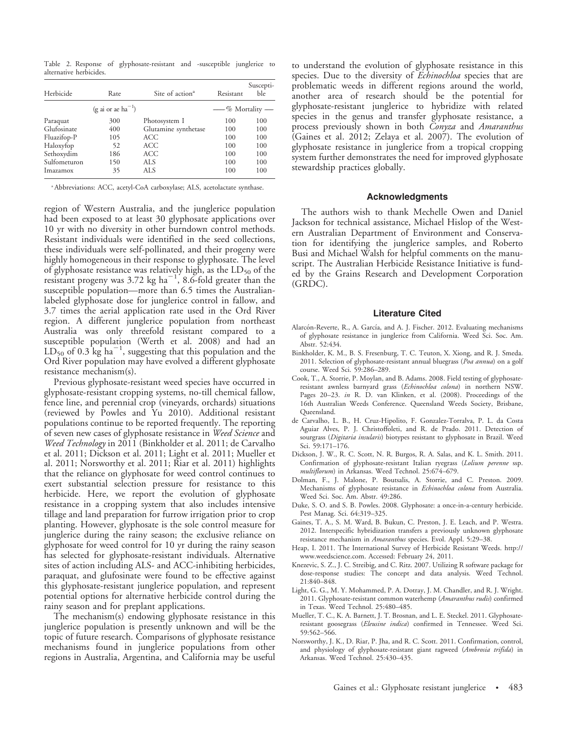Table 2. Response of glyphosate-resistant and -susceptible junglerice to alternative herbicides.

| Herbicide | Rate | Site of action[a] | Resistant | Susceptible |
|---|---|---|---|---|
| | (g ai or ae ha$^{-1}$) | | —— % Mortality —— | |
| Paraquat | 300 | Photosystem I | 100 | 100 |
| Glufosinate | 400 | Glutamine synthetase | 100 | 100 |
| Fluazifop-P | 105 | ACC | 100 | 100 |
| Haloxyfop | 52 | ACC | 100 | 100 |
| Sethoxydim | 186 | ACC | 100 | 100 |
| Sulfometuron | 150 | ALS | 100 | 100 |
| Imazamox | 35 | ALS | 100 | 100 |

[a] Abbreviations: ACC, acetyl-CoA carboxylase; ALS, acetolactate synthase.

region of Western Australia, and the junglerice population had been exposed to at least 30 glyphosate applications over 10 yr with no diversity in other burndown control methods. Resistant individuals were identified in the seed collections, these individuals were self-pollinated, and their progeny were highly homogeneous in their response to glyphosate. The level of glyphosate resistance was relatively high, as the $LD_{50}$ of the resistant progeny was 3.72 kg ha$^{-1}$, 8.6-fold greater than the susceptible population—more than 6.5 times the Australian-labeled glyphosate dose for junglerice control in fallow, and 3.7 times the aerial application rate used in the Ord River region. A different junglerice population from northeast Australia was only threefold resistant compared to a susceptible population (Werth et al. 2008) and had an $LD_{50}$ of 0.3 kg ha$^{-1}$, suggesting that this population and the Ord River population may have evolved a different glyphosate resistance mechanism(s).

Previous glyphosate-resistant weed species have occurred in glyphosate-resistant cropping systems, no-till chemical fallow, fence line, and perennial crop (vineyards, orchards) situations (reviewed by Powles and Yu 2010). Additional resistant populations continue to be reported frequently. The reporting of seven new cases of glyphosate resistance in *Weed Science* and *Weed Technology* in 2011 (Binkholder et al. 2011; de Carvalho et al. 2011; Dickson et al. 2011; Light et al. 2011; Mueller et al. 2011; Norsworthy et al. 2011; Riar et al. 2011) highlights that the reliance on glyphosate for weed control continues to exert substantial selection pressure for resistance to this herbicide. Here, we report the evolution of glyphosate resistance in a cropping system that also includes intensive tillage and land preparation for furrow irrigation prior to crop planting. However, glyphosate is the sole control measure for junglerice during the rainy season; the exclusive reliance on glyphosate for weed control for 10 yr during the rainy season has selected for glyphosate-resistant individuals. Alternative sites of action including ALS- and ACC-inhibiting herbicides, paraquat, and glufosinate were found to be effective against this glyphosate-resistant junglerice population, and represent potential options for alternative herbicide control during the rainy season and for preplant applications.

The mechanism(s) endowing glyphosate resistance in this junglerice population is presently unknown and will be the topic of future research. Comparisons of glyphosate resistance mechanisms found in junglerice populations from other regions in Australia, Argentina, and California may be useful to understand the evolution of glyphosate resistance in this species. Due to the diversity of *Echinochloa* species that are problematic weeds in different regions around the world, another area of research should be the potential for glyphosate-resistant junglerice to hybridize with related species in the genus and transfer glyphosate resistance, a process previously shown in both *Conyza* and *Amaranthus* (Gaines et al. 2012; Zelaya et al. 2007). The evolution of glyphosate resistance in junglerice from a tropical cropping system further demonstrates the need for improved glyphosate stewardship practices globally.

## Acknowledgments

The authors wish to thank Mechelle Owen and Daniel Jackson for technical assistance, Michael Hislop of the Western Australian Department of Environment and Conservation for identifying the junglerice samples, and Roberto Busi and Michael Walsh for helpful comments on the manuscript. The Australian Herbicide Resistance Initiative is funded by the Grains Research and Development Corporation (GRDC).

## Literature Cited

Alarcón-Reverte, R., A. García, and A. J. Fischer. 2012. Evaluating mechanisms of glyphosate resistance in junglerice from California. Weed Sci. Soc. Am. Abstr. 52:434.

Binkholder, K. M., B. S. Fresenburg, T. C. Teuton, X. Xiong, and R. J. Smeda. 2011. Selection of glyphosate-resistant annual bluegrass (*Poa annua*) on a golf course. Weed Sci. 59:286–289.

Cook, T., A. Storrie, P. Moylan, and B. Adams. 2008. Field testing of glyphosate-resistant awnless barnyard grass (*Echinochloa colona*) in northern NSW. Pages 20–23. *in* R. D. van Klinken, et al. (2008). Proceedings of the 16th Australian Weeds Conference. Queensland Weeds Society, Brisbane, Queensland.

de Carvalho, L. B., H. Cruz-Hipolito, F. Gonzalez-Torralva, P. L. da Costa Aguiar Alves, P. J. Christoffoleti, and R. de Prado. 2011. Detection of sourgrass (*Digitaria insularis*) biotypes resistant to glyphosate in Brazil. Weed Sci. 59:171–176.

Dickson, J. W., R. C. Scott, N. R. Burgos, R. A. Salas, and K. L. Smith. 2011. Confirmation of glyphosate-resistant Italian ryegrass (*Lolium perenne* ssp. *multiflorum*) in Arkansas. Weed Technol. 25:674–679.

Dolman, F., J. Malone, P. Boutsalis, A. Storrie, and C. Preston. 2009. Mechanisms of glyphosate resistance in *Echinochloa colona* from Australia. Weed Sci. Soc. Am. Abstr. 49:286.

Duke, S. O. and S. B. Powles. 2008. Glyphosate: a once-in-a-century herbicide. Pest Manag. Sci. 64:319–325.

Gaines, T. A., S. M. Ward, B. Bukun, C. Preston, J. E. Leach, and P. Westra. 2012. Interspecific hybridization transfers a previously unknown glyphosate resistance mechanism in *Amaranthus* species. Evol. Appl. 5:29–38.

Heap, I. 2011. The International Survey of Herbicide Resistant Weeds. http://www.weedscience.com. Accessed: February 24, 2011.

Knezevic, S. Z., J. C. Streibig, and C. Ritz. 2007. Utilizing R software package for dose-response studies: The concept and data analysis. Weed Technol. 21:840–848.

Light, G. G., M. Y. Mohammed, P. A. Dotray, J. M. Chandler, and R. J. Wright. 2011. Glyphosate-resistant common waterhemp (*Amaranthus rudis*) confirmed in Texas. Weed Technol. 25:480–485.

Mueller, T. C., K. A. Barnett, J. T. Brosnan, and L. E. Steckel. 2011. Glyphosate-resistant goosegrass (*Eleusine indica*) confirmed in Tennessee. Weed Sci. 59:562–566.

Norsworthy, J. K., D. Riar, P. Jha, and R. C. Scott. 2011. Confirmation, control, and physiology of glyphosate-resistant giant ragweed (*Ambrosia trifida*) in Arkansas. Weed Technol. 25:430–435.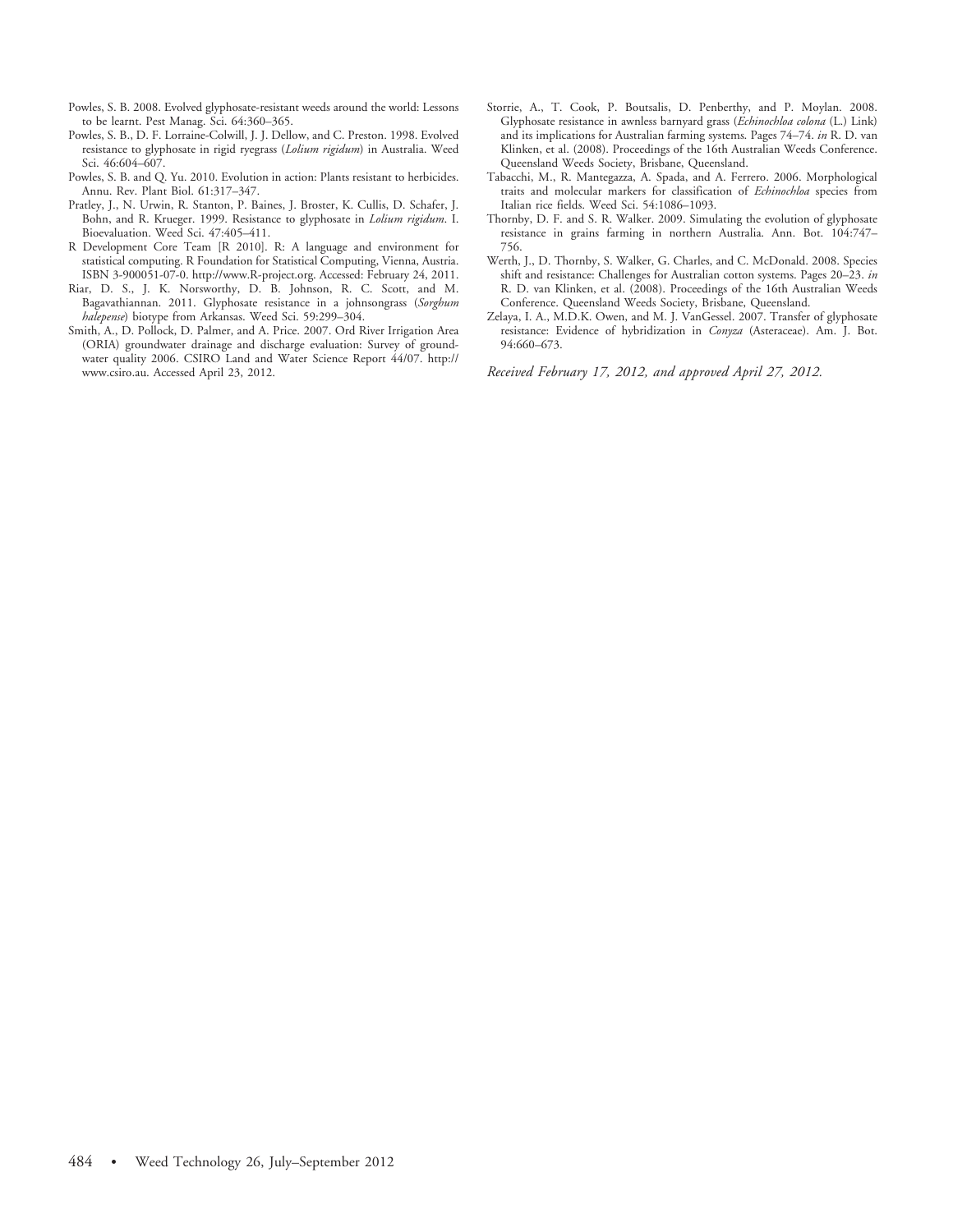Powles, S. B. 2008. Evolved glyphosate-resistant weeds around the world: Lessons to be learnt. Pest Manag. Sci. 64:360–365.

Powles, S. B., D. F. Lorraine-Colwill, J. J. Dellow, and C. Preston. 1998. Evolved resistance to glyphosate in rigid ryegrass (*Lolium rigidum*) in Australia. Weed Sci. 46:604–607.

Powles, S. B. and Q. Yu. 2010. Evolution in action: Plants resistant to herbicides. Annu. Rev. Plant Biol. 61:317–347.

Pratley, J., N. Urwin, R. Stanton, P. Baines, J. Broster, K. Cullis, D. Schafer, J. Bohn, and R. Krueger. 1999. Resistance to glyphosate in *Lolium rigidum*. I. Bioevaluation. Weed Sci. 47:405–411.

R Development Core Team [R 2010]. R: A language and environment for statistical computing. R Foundation for Statistical Computing, Vienna, Austria. ISBN 3-900051-07-0. http://www.R-project.org. Accessed: February 24, 2011.

Riar, D. S., J. K. Norsworthy, D. B. Johnson, R. C. Scott, and M. Bagavathiannan. 2011. Glyphosate resistance in a johnsongrass (*Sorghum halepense*) biotype from Arkansas. Weed Sci. 59:299–304.

Smith, A., D. Pollock, D. Palmer, and A. Price. 2007. Ord River Irrigation Area (ORIA) groundwater drainage and discharge evaluation: Survey of groundwater quality 2006. CSIRO Land and Water Science Report 44/07. http://www.csiro.au. Accessed April 23, 2012.

Storrie, A., T. Cook, P. Boutsalis, D. Penberthy, and P. Moylan. 2008. Glyphosate resistance in awnless barnyard grass (*Echinochloa colona* (L.) Link) and its implications for Australian farming systems. Pages 74–74. *in* R. D. van Klinken, et al. (2008). Proceedings of the 16th Australian Weeds Conference. Queensland Weeds Society, Brisbane, Queensland.

Tabacchi, M., R. Mantegazza, A. Spada, and A. Ferrero. 2006. Morphological traits and molecular markers for classification of *Echinochloa* species from Italian rice fields. Weed Sci. 54:1086–1093.

Thornby, D. F. and S. R. Walker. 2009. Simulating the evolution of glyphosate resistance in grains farming in northern Australia. Ann. Bot. 104:747–756.

Werth, J., D. Thornby, S. Walker, G. Charles, and C. McDonald. 2008. Species shift and resistance: Challenges for Australian cotton systems. Pages 20–23. *in* R. D. van Klinken, et al. (2008). Proceedings of the 16th Australian Weeds Conference. Queensland Weeds Society, Brisbane, Queensland.

Zelaya, I. A., M.D.K. Owen, and M. J. VanGessel. 2007. Transfer of glyphosate resistance: Evidence of hybridization in *Conyza* (Asteraceae). Am. J. Bot. 94:660–673.

*Received February 17, 2012, and approved April 27, 2012.*